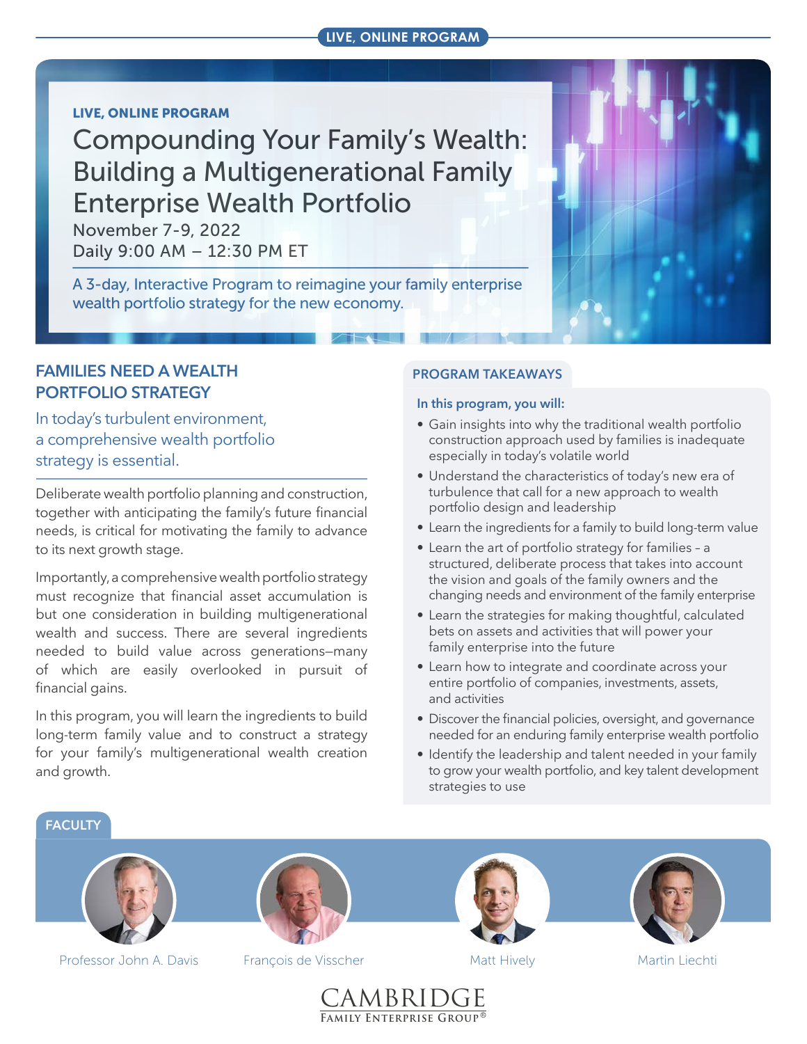LIVE, ONLINE PROGRAM

**LIVE, ONLINE PROGRAM**

# Compounding Your Family's Wealth: Building a Multigenerational Family Enterprise Wealth Portfolio

November 7-9, 2022
Daily 9:00 AM – 12:30 PM ET

A 3-day, Interactive Program to reimagine your family enterprise wealth portfolio strategy for the new economy.

## FAMILIES NEED A WEALTH PORTFOLIO STRATEGY

In today's turbulent environment, a comprehensive wealth portfolio strategy is essential.

Deliberate wealth portfolio planning and construction, together with anticipating the family's future financial needs, is critical for motivating the family to advance to its next growth stage.

Importantly, a comprehensive wealth portfolio strategy must recognize that financial asset accumulation is but one consideration in building multigenerational wealth and success. There are several ingredients needed to build value across generations—many of which are easily overlooked in pursuit of financial gains.

In this program, you will learn the ingredients to build long-term family value and to construct a strategy for your family's multigenerational wealth creation and growth.

## PROGRAM TAKEAWAYS

**In this program, you will:**

- Gain insights into why the traditional wealth portfolio construction approach used by families is inadequate especially in today's volatile world
- Understand the characteristics of today's new era of turbulence that call for a new approach to wealth portfolio design and leadership
- Learn the ingredients for a family to build long-term value
- Learn the art of portfolio strategy for families – a structured, deliberate process that takes into account the vision and goals of the family owners and the changing needs and environment of the family enterprise
- Learn the strategies for making thoughtful, calculated bets on assets and activities that will power your family enterprise into the future
- Learn how to integrate and coordinate across your entire portfolio of companies, investments, assets, and activities
- Discover the financial policies, oversight, and governance needed for an enduring family enterprise wealth portfolio
- Identify the leadership and talent needed in your family to grow your wealth portfolio, and key talent development strategies to use

## FACULTY

Professor John A. Davis

François de Visscher

Matt Hively

Martin Liechti

CAMBRIDGE
FAMILY ENTERPRISE GROUP®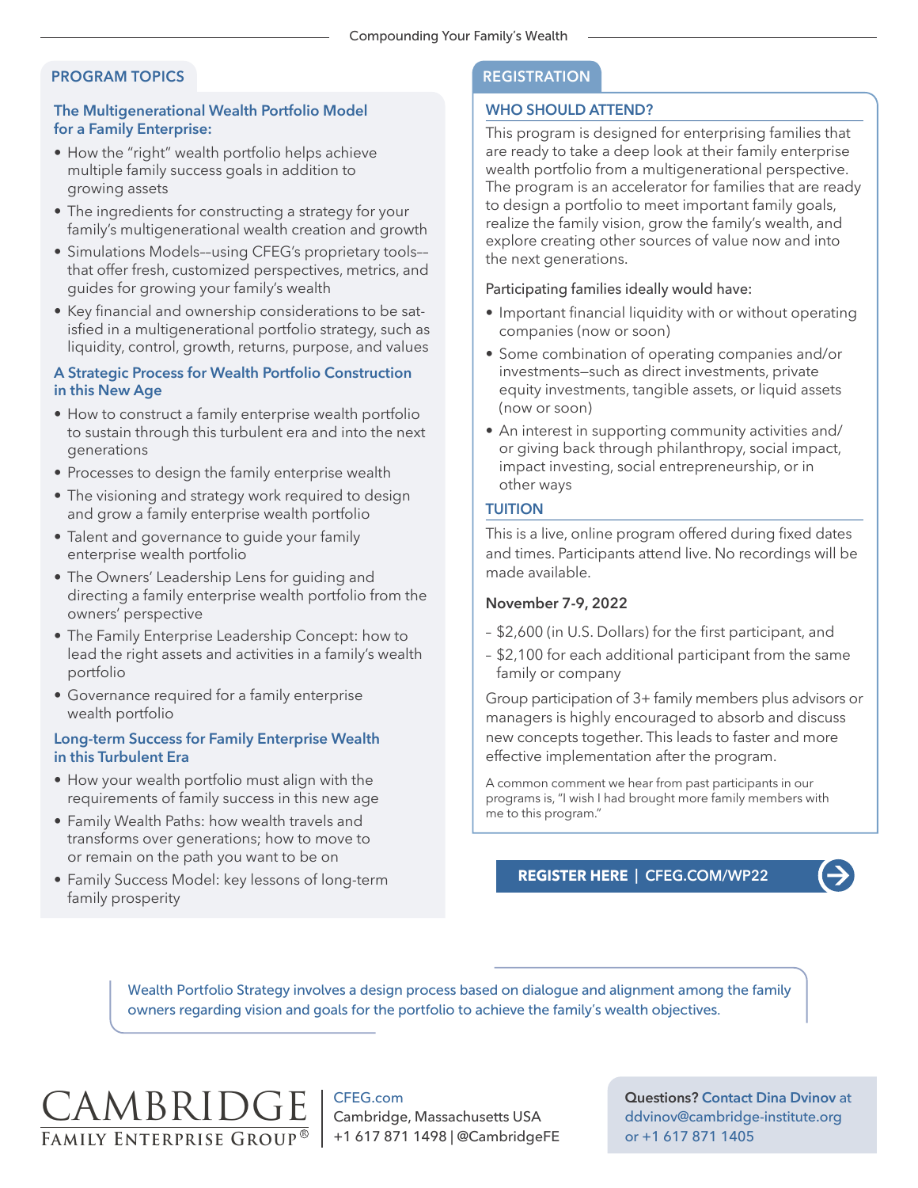## PROGRAM TOPICS

### The Multigenerational Wealth Portfolio Model for a Family Enterprise:

- How the "right" wealth portfolio helps achieve multiple family success goals in addition to growing assets
- The ingredients for constructing a strategy for your family's multigenerational wealth creation and growth
- Simulations Models––using CFEG's proprietary tools–– that offer fresh, customized perspectives, metrics, and guides for growing your family's wealth
- Key financial and ownership considerations to be satisfied in a multigenerational portfolio strategy, such as liquidity, control, growth, returns, purpose, and values

### A Strategic Process for Wealth Portfolio Construction in this New Age

- How to construct a family enterprise wealth portfolio to sustain through this turbulent era and into the next generations
- Processes to design the family enterprise wealth
- The visioning and strategy work required to design and grow a family enterprise wealth portfolio
- Talent and governance to guide your family enterprise wealth portfolio
- The Owners' Leadership Lens for guiding and directing a family enterprise wealth portfolio from the owners' perspective
- The Family Enterprise Leadership Concept: how to lead the right assets and activities in a family's wealth portfolio
- Governance required for a family enterprise wealth portfolio

### Long-term Success for Family Enterprise Wealth in this Turbulent Era

- How your wealth portfolio must align with the requirements of family success in this new age
- Family Wealth Paths: how wealth travels and transforms over generations; how to move to or remain on the path you want to be on
- Family Success Model: key lessons of long-term family prosperity

## REGISTRATION

### WHO SHOULD ATTEND?

This program is designed for enterprising families that are ready to take a deep look at their family enterprise wealth portfolio from a multigenerational perspective. The program is an accelerator for families that are ready to design a portfolio to meet important family goals, realize the family vision, grow the family's wealth, and explore creating other sources of value now and into the next generations.

Participating families ideally would have:

- Important financial liquidity with or without operating companies (now or soon)
- Some combination of operating companies and/or investments—such as direct investments, private equity investments, tangible assets, or liquid assets (now or soon)
- An interest in supporting community activities and/or giving back through philanthropy, social impact, impact investing, social entrepreneurship, or in other ways

### TUITION

This is a live, online program offered during fixed dates and times. Participants attend live. No recordings will be made available.

**November 7-9, 2022**

- $2,600 (in U.S. Dollars) for the first participant, and
- $2,100 for each additional participant from the same family or company

Group participation of 3+ family members plus advisors or managers is highly encouraged to absorb and discuss new concepts together. This leads to faster and more effective implementation after the program.

A common comment we hear from past participants in our programs is, "I wish I had brought more family members with me to this program."

**REGISTER HERE | CFEG.COM/WP22**

Wealth Portfolio Strategy involves a design process based on dialogue and alignment among the family owners regarding vision and goals for the portfolio to achieve the family's wealth objectives.

CAMBRIDGE FAMILY ENTERPRISE GROUP®

CFEG.com
Cambridge, Massachusetts USA
+1 617 871 1498 | @CambridgeFE

**Questions?** Contact Dina Dvinov at ddvinov@cambridge-institute.org or +1 617 871 1405